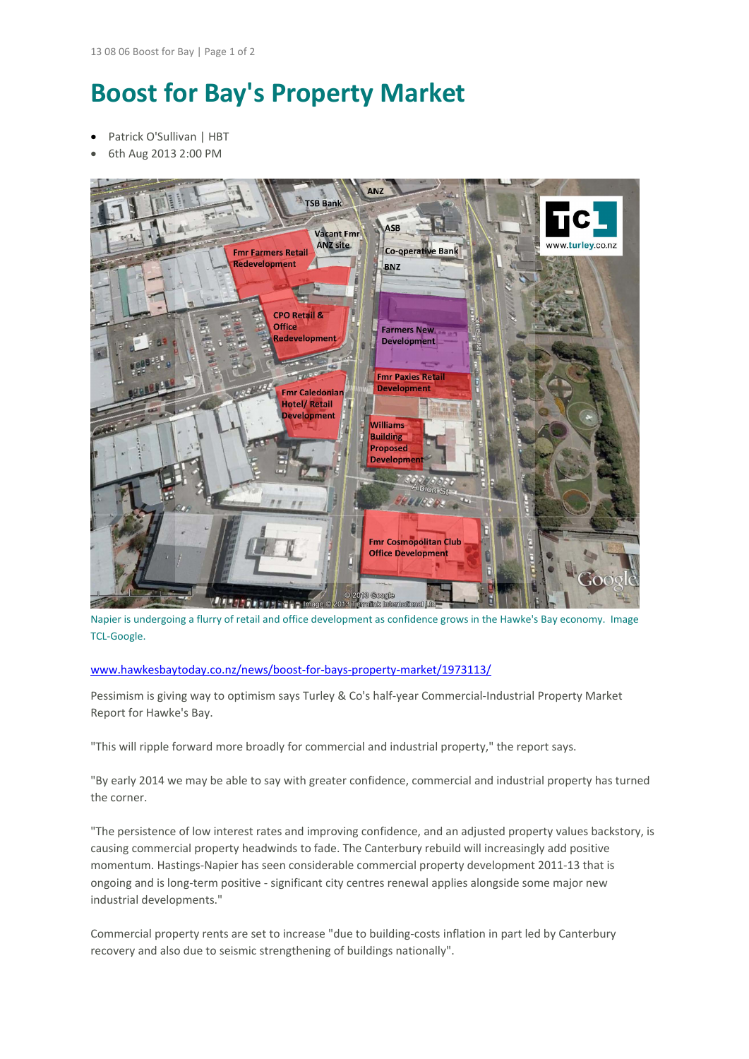# Boost for Bay's Property Market

- Patrick O'Sullivan | HBT
- 6th Aug 2013 2:00 PM

Napier is undergoing a flurry of retail and office development as confidence grows in the Hawke's Bay economy. Image TCL-Google.

www.hawkesbaytoday.co.nz/news/boost-for-bays-property-market/1973113/

Pessimism is giving way to optimism says Turley & Co's half-year Commercial-Industrial Property Market Report for Hawke's Bay.

"This will ripple forward more broadly for commercial and industrial property," the report says.

"By early 2014 we may be able to say with greater confidence, commercial and industrial property has turned the corner.

"The persistence of low interest rates and improving confidence, and an adjusted property values backstory, is causing commercial property headwinds to fade. The Canterbury rebuild will increasingly add positive momentum. Hastings-Napier has seen considerable commercial property development 2011-13 that is ongoing and is long-term positive - significant city centres renewal applies alongside some major new industrial developments."

Commercial property rents are set to increase "due to building-costs inflation in part led by Canterbury recovery and also due to seismic strengthening of buildings nationally".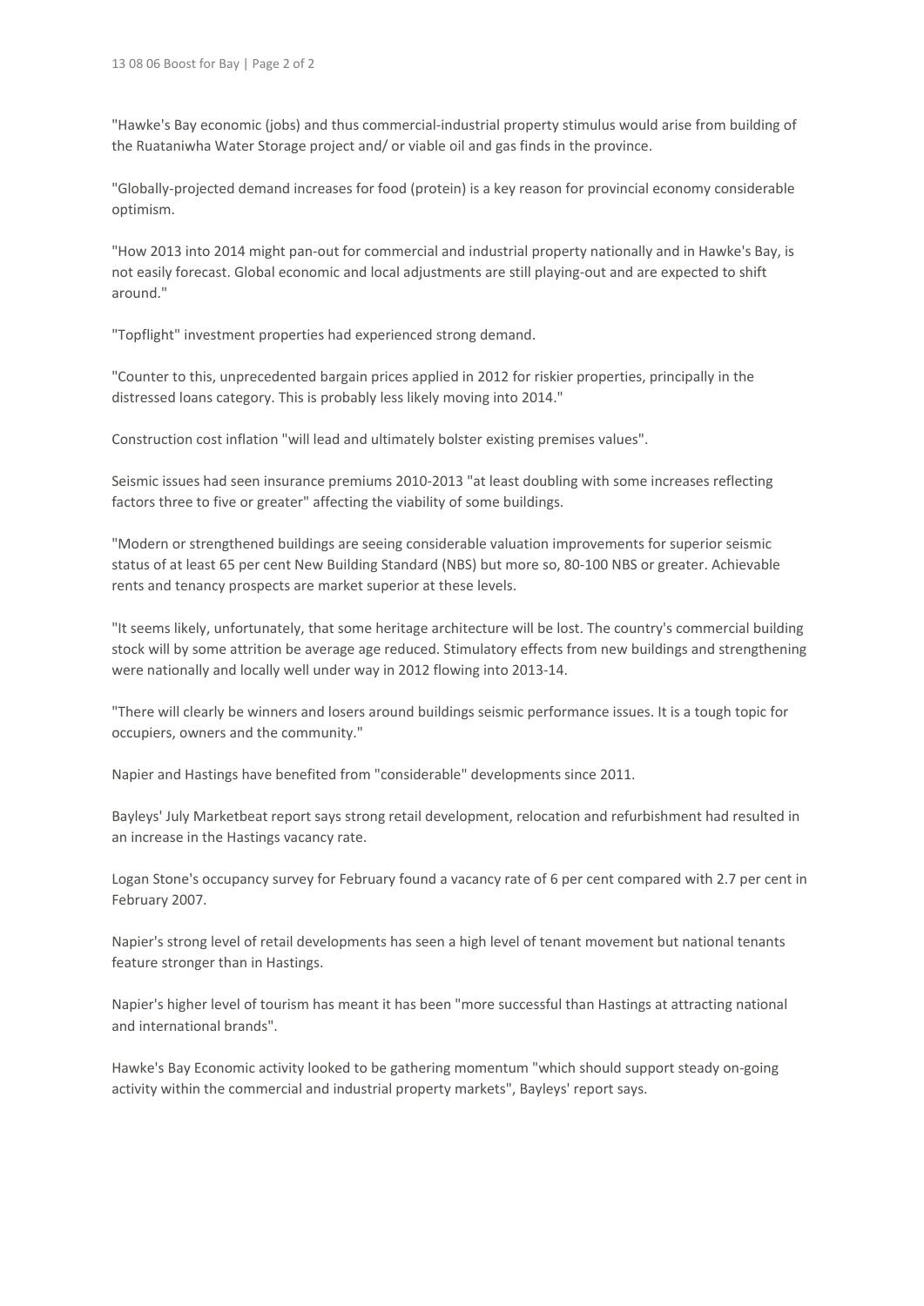"Hawke's Bay economic (jobs) and thus commercial-industrial property stimulus would arise from building of the Ruataniwha Water Storage project and/ or viable oil and gas finds in the province.

"Globally-projected demand increases for food (protein) is a key reason for provincial economy considerable optimism.

"How 2013 into 2014 might pan-out for commercial and industrial property nationally and in Hawke's Bay, is not easily forecast. Global economic and local adjustments are still playing-out and are expected to shift around."

"Topflight" investment properties had experienced strong demand.

"Counter to this, unprecedented bargain prices applied in 2012 for riskier properties, principally in the distressed loans category. This is probably less likely moving into 2014."

Construction cost inflation "will lead and ultimately bolster existing premises values".

Seismic issues had seen insurance premiums 2010-2013 "at least doubling with some increases reflecting factors three to five or greater" affecting the viability of some buildings.

"Modern or strengthened buildings are seeing considerable valuation improvements for superior seismic status of at least 65 per cent New Building Standard (NBS) but more so, 80-100 NBS or greater. Achievable rents and tenancy prospects are market superior at these levels.

"It seems likely, unfortunately, that some heritage architecture will be lost. The country's commercial building stock will by some attrition be average age reduced. Stimulatory effects from new buildings and strengthening were nationally and locally well under way in 2012 flowing into 2013-14.

"There will clearly be winners and losers around buildings seismic performance issues. It is a tough topic for occupiers, owners and the community."

Napier and Hastings have benefited from "considerable" developments since 2011.

Bayleys' July Marketbeat report says strong retail development, relocation and refurbishment had resulted in an increase in the Hastings vacancy rate.

Logan Stone's occupancy survey for February found a vacancy rate of 6 per cent compared with 2.7 per cent in February 2007.

Napier's strong level of retail developments has seen a high level of tenant movement but national tenants feature stronger than in Hastings.

Napier's higher level of tourism has meant it has been "more successful than Hastings at attracting national and international brands".

Hawke's Bay Economic activity looked to be gathering momentum "which should support steady on-going activity within the commercial and industrial property markets", Bayleys' report says.